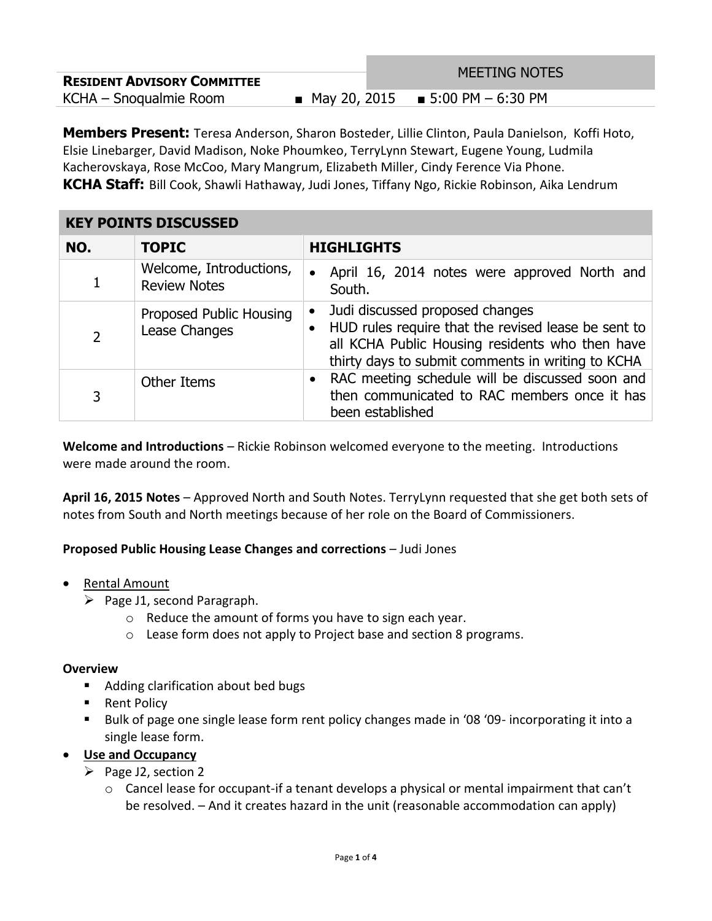**RESIDENT ADVISORY COMMITTEE**

MEETING NOTES

KCHA – Snoqualmie Room ■ May 20, 2015 ■ 5:00 PM – 6:30 PM

**Members Present:** Teresa Anderson, Sharon Bosteder, Lillie Clinton, Paula Danielson, Koffi Hoto, Elsie Linebarger, David Madison, Noke Phoumkeo, TerryLynn Stewart, Eugene Young, Ludmila Kacherovskaya, Rose McCoo, Mary Mangrum, Elizabeth Miller, Cindy Ference Via Phone.

**KCHA Staff:** Bill Cook, Shawli Hathaway, Judi Jones, Tiffany Ngo, Rickie Robinson, Aika Lendrum

## KEY POINTS DISCUSSED

| NO. | TOPIC | HIGHLIGHTS |
|---|---|---|
| 1 | Welcome, Introductions, Review Notes | • April 16, 2014 notes were approved North and South. |
| 2 | Proposed Public Housing Lease Changes | • Judi discussed proposed changes<br>• HUD rules require that the revised lease be sent to all KCHA Public Housing residents who then have thirty days to submit comments in writing to KCHA |
| 3 | Other Items | • RAC meeting schedule will be discussed soon and then communicated to RAC members once it has been established |

**Welcome and Introductions** – Rickie Robinson welcomed everyone to the meeting. Introductions were made around the room.

**April 16, 2015 Notes** – Approved North and South Notes. TerryLynn requested that she get both sets of notes from South and North meetings because of her role on the Board of Commissioners.

**Proposed Public Housing Lease Changes and corrections** – Judi Jones

- <u>Rental Amount</u>
  - Page J1, second Paragraph.
    - Reduce the amount of forms you have to sign each year.
    - Lease form does not apply to Project base and section 8 programs.

**Overview**

- Adding clarification about bed bugs
- Rent Policy
- Bulk of page one single lease form rent policy changes made in '08 '09- incorporating it into a single lease form.

- **<u>Use and Occupancy</u>**
  - Page J2, section 2
    - Cancel lease for occupant-if a tenant develops a physical or mental impairment that can't be resolved. – And it creates hazard in the unit (reasonable accommodation can apply)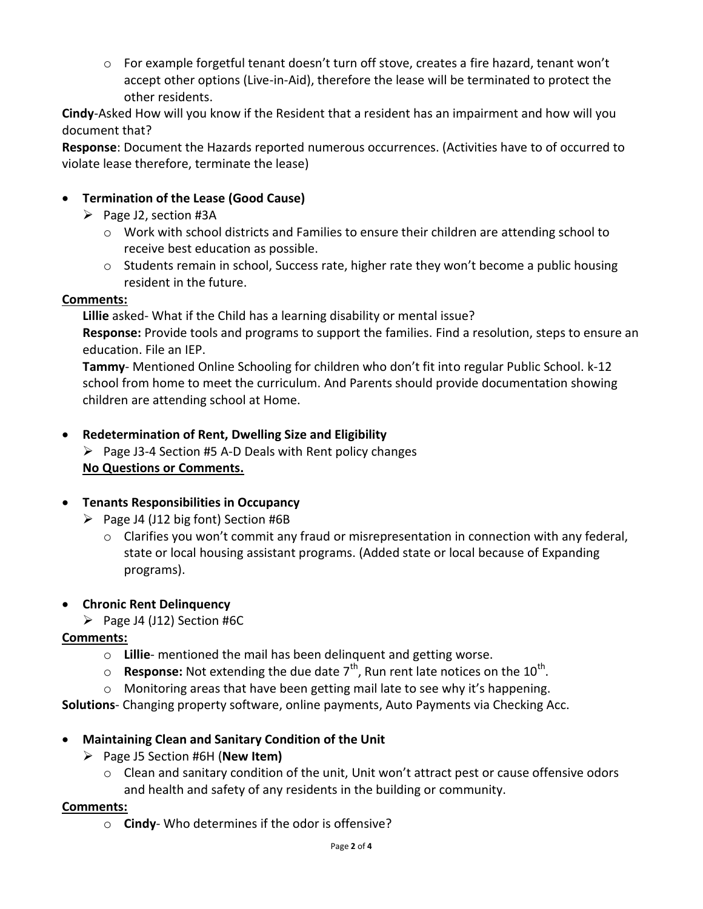- For example forgetful tenant doesn't turn off stove, creates a fire hazard, tenant won't accept other options (Live-in-Aid), therefore the lease will be terminated to protect the other residents.

**Cindy**-Asked How will you know if the Resident that a resident has an impairment and how will you document that?

**Response**: Document the Hazards reported numerous occurrences. (Activities have to of occurred to violate lease therefore, terminate the lease)

- **Termination of the Lease (Good Cause)**
  - Page J2, section #3A
    - Work with school districts and Families to ensure their children are attending school to receive best education as possible.
    - Students remain in school, Success rate, higher rate they won't become a public housing resident in the future.

**Comments:**

**Lillie** asked- What if the Child has a learning disability or mental issue?

**Response:** Provide tools and programs to support the families. Find a resolution, steps to ensure an education. File an IEP.

**Tammy**- Mentioned Online Schooling for children who don't fit into regular Public School. k-12 school from home to meet the curriculum. And Parents should provide documentation showing children are attending school at Home.

- **Redetermination of Rent, Dwelling Size and Eligibility**
  - Page J3-4 Section #5 A-D Deals with Rent policy changes

  **No Questions or Comments.**

- **Tenants Responsibilities in Occupancy**
  - Page J4 (J12 big font) Section #6B
    - Clarifies you won't commit any fraud or misrepresentation in connection with any federal, state or local housing assistant programs. (Added state or local because of Expanding programs).

- **Chronic Rent Delinquency**
  - Page J4 (J12) Section #6C

**Comments:**

- **Lillie**- mentioned the mail has been delinquent and getting worse.
- **Response:** Not extending the due date 7th, Run rent late notices on the 10th.
- Monitoring areas that have been getting mail late to see why it's happening.

**Solutions**- Changing property software, online payments, Auto Payments via Checking Acc.

- **Maintaining Clean and Sanitary Condition of the Unit**
  - Page J5 Section #6H (**New Item)**
    - Clean and sanitary condition of the unit, Unit won't attract pest or cause offensive odors and health and safety of any residents in the building or community.

**Comments:**

- **Cindy**- Who determines if the odor is offensive?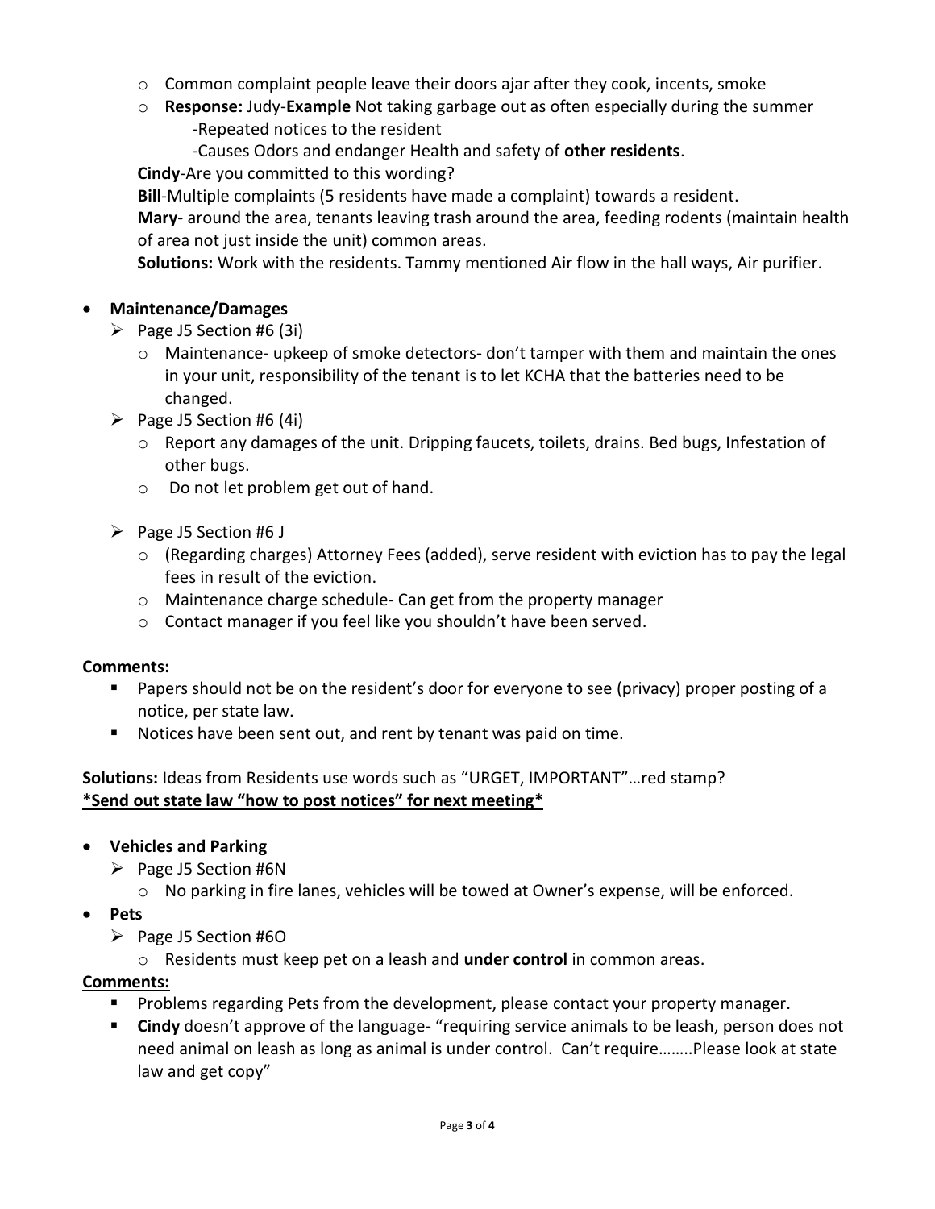- Common complaint people leave their doors ajar after they cook, incents, smoke
- **Response:** Judy-**Example** Not taking garbage out as often especially during the summer
  - -Repeated notices to the resident
  - -Causes Odors and endanger Health and safety of **other residents**.

**Cindy**-Are you committed to this wording?

**Bill**-Multiple complaints (5 residents have made a complaint) towards a resident.

**Mary**- around the area, tenants leaving trash around the area, feeding rodents (maintain health of area not just inside the unit) common areas.

**Solutions:** Work with the residents. Tammy mentioned Air flow in the hall ways, Air purifier.

- **Maintenance/Damages**
  - Page J5 Section #6 (3i)
    - Maintenance- upkeep of smoke detectors- don't tamper with them and maintain the ones in your unit, responsibility of the tenant is to let KCHA that the batteries need to be changed.
  - Page J5 Section #6 (4i)
    - Report any damages of the unit. Dripping faucets, toilets, drains. Bed bugs, Infestation of other bugs.
    - Do not let problem get out of hand.
  - Page J5 Section #6 J
    - (Regarding charges) Attorney Fees (added), serve resident with eviction has to pay the legal fees in result of the eviction.
    - Maintenance charge schedule- Can get from the property manager
    - Contact manager if you feel like you shouldn't have been served.

<u>**Comments:**</u>

- Papers should not be on the resident's door for everyone to see (privacy) proper posting of a notice, per state law.
- Notices have been sent out, and rent by tenant was paid on time.

**Solutions:** Ideas from Residents use words such as "URGET, IMPORTANT"…red stamp?
<u>**\*Send out state law "how to post notices" for next meeting\***</u>

- **Vehicles and Parking**
  - Page J5 Section #6N
    - No parking in fire lanes, vehicles will be towed at Owner's expense, will be enforced.
- **Pets**
  - Page J5 Section #6O
    - Residents must keep pet on a leash and **under control** in common areas.

<u>**Comments:**</u>

- Problems regarding Pets from the development, please contact your property manager.
- **Cindy** doesn't approve of the language- "requiring service animals to be leash, person does not need animal on leash as long as animal is under control. Can't require……..Please look at state law and get copy"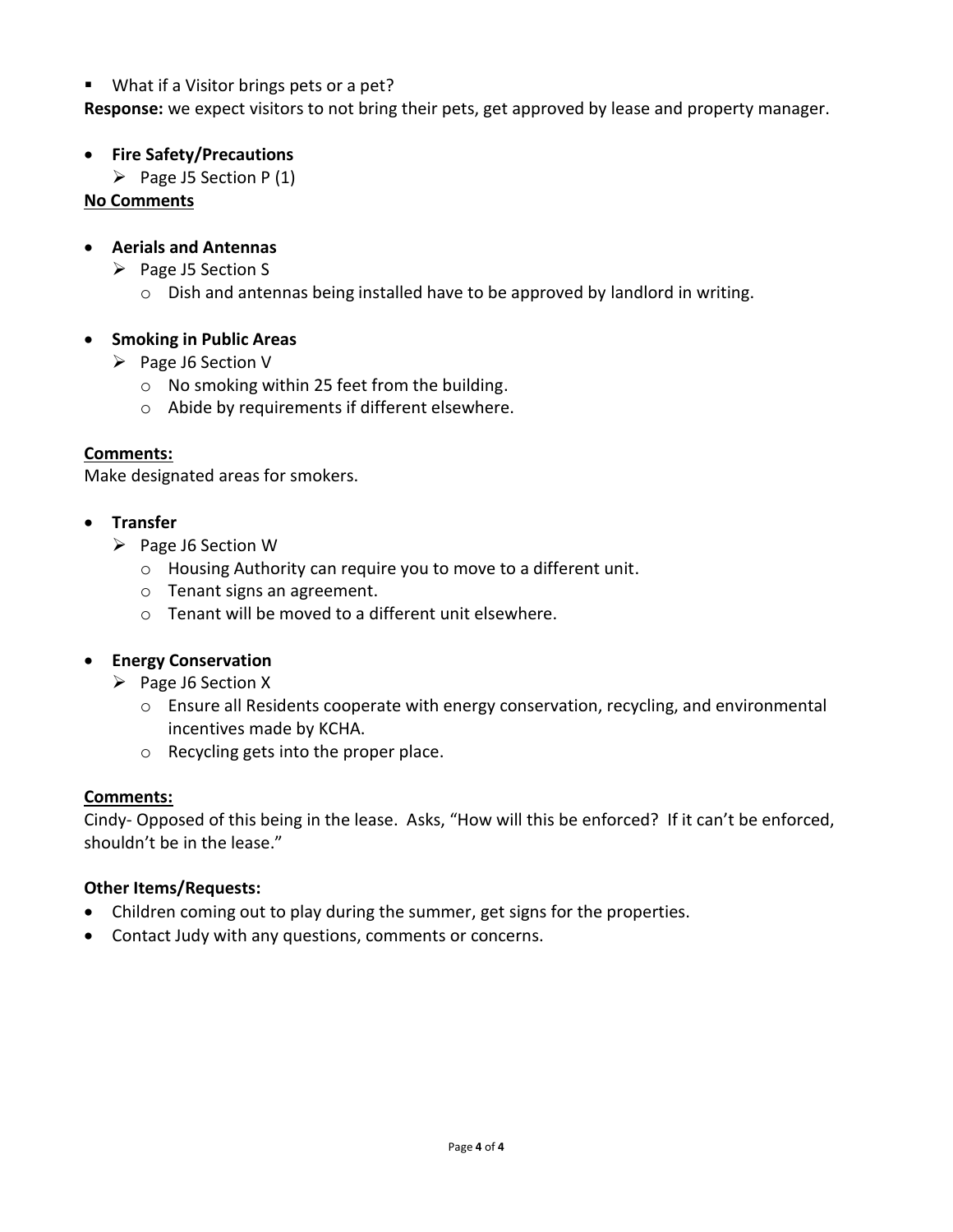- What if a Visitor brings pets or a pet?

**Response:** we expect visitors to not bring their pets, get approved by lease and property manager.

- **Fire Safety/Precautions**
  - Page J5 Section P (1)

**<u>No Comments</u>**

- **Aerials and Antennas**
  - Page J5 Section S
    - Dish and antennas being installed have to be approved by landlord in writing.

- **Smoking in Public Areas**
  - Page J6 Section V
    - No smoking within 25 feet from the building.
    - Abide by requirements if different elsewhere.

**<u>Comments:</u>**

Make designated areas for smokers.

- **Transfer**
  - Page J6 Section W
    - Housing Authority can require you to move to a different unit.
    - Tenant signs an agreement.
    - Tenant will be moved to a different unit elsewhere.

- **Energy Conservation**
  - Page J6 Section X
    - Ensure all Residents cooperate with energy conservation, recycling, and environmental incentives made by KCHA.
    - Recycling gets into the proper place.

**<u>Comments:</u>**

Cindy- Opposed of this being in the lease. Asks, "How will this be enforced? If it can't be enforced, shouldn't be in the lease."

**Other Items/Requests:**

- Children coming out to play during the summer, get signs for the properties.
- Contact Judy with any questions, comments or concerns.